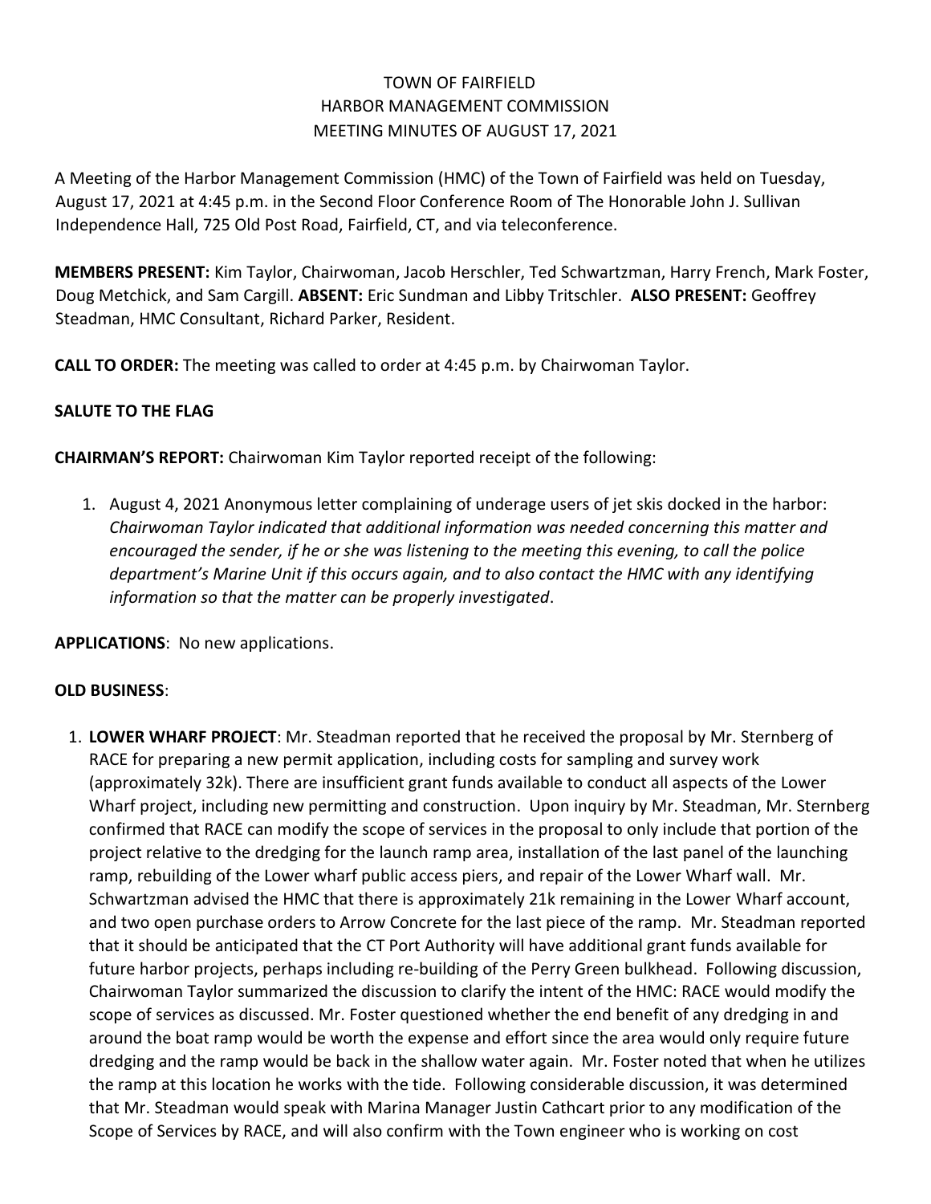# TOWN OF FAIRFIELD
## HARBOR MANAGEMENT COMMISSION
### MEETING MINUTES OF AUGUST 17, 2021

A Meeting of the Harbor Management Commission (HMC) of the Town of Fairfield was held on Tuesday, August 17, 2021 at 4:45 p.m. in the Second Floor Conference Room of The Honorable John J. Sullivan Independence Hall, 725 Old Post Road, Fairfield, CT, and via teleconference.

**MEMBERS PRESENT:** Kim Taylor, Chairwoman, Jacob Herschler, Ted Schwartzman, Harry French, Mark Foster, Doug Metchick, and Sam Cargill. **ABSENT:** Eric Sundman and Libby Tritschler. **ALSO PRESENT:** Geoffrey Steadman, HMC Consultant, Richard Parker, Resident.

**CALL TO ORDER:** The meeting was called to order at 4:45 p.m. by Chairwoman Taylor.

**SALUTE TO THE FLAG**

**CHAIRMAN'S REPORT:** Chairwoman Kim Taylor reported receipt of the following:

1. August 4, 2021 Anonymous letter complaining of underage users of jet skis docked in the harbor: *Chairwoman Taylor indicated that additional information was needed concerning this matter and encouraged the sender, if he or she was listening to the meeting this evening, to call the police department's Marine Unit if this occurs again, and to also contact the HMC with any identifying information so that the matter can be properly investigated*.

**APPLICATIONS**: No new applications.

**OLD BUSINESS**:

1. **LOWER WHARF PROJECT**: Mr. Steadman reported that he received the proposal by Mr. Sternberg of RACE for preparing a new permit application, including costs for sampling and survey work (approximately 32k). There are insufficient grant funds available to conduct all aspects of the Lower Wharf project, including new permitting and construction. Upon inquiry by Mr. Steadman, Mr. Sternberg confirmed that RACE can modify the scope of services in the proposal to only include that portion of the project relative to the dredging for the launch ramp area, installation of the last panel of the launching ramp, rebuilding of the Lower wharf public access piers, and repair of the Lower Wharf wall. Mr. Schwartzman advised the HMC that there is approximately 21k remaining in the Lower Wharf account, and two open purchase orders to Arrow Concrete for the last piece of the ramp. Mr. Steadman reported that it should be anticipated that the CT Port Authority will have additional grant funds available for future harbor projects, perhaps including re-building of the Perry Green bulkhead. Following discussion, Chairwoman Taylor summarized the discussion to clarify the intent of the HMC: RACE would modify the scope of services as discussed. Mr. Foster questioned whether the end benefit of any dredging in and around the boat ramp would be worth the expense and effort since the area would only require future dredging and the ramp would be back in the shallow water again. Mr. Foster noted that when he utilizes the ramp at this location he works with the tide. Following considerable discussion, it was determined that Mr. Steadman would speak with Marina Manager Justin Cathcart prior to any modification of the Scope of Services by RACE, and will also confirm with the Town engineer who is working on cost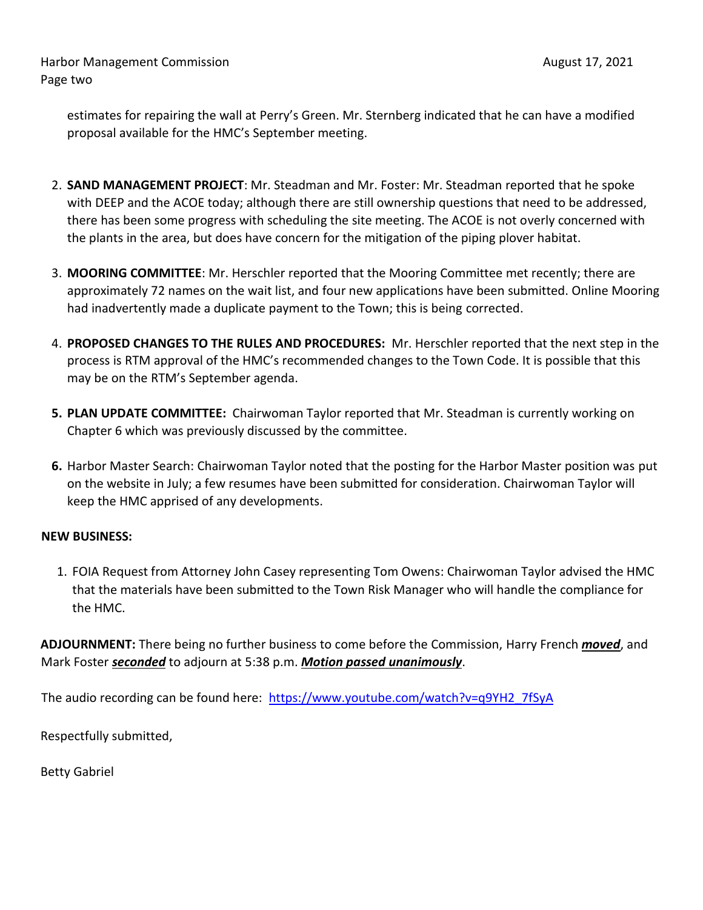estimates for repairing the wall at Perry's Green. Mr. Sternberg indicated that he can have a modified proposal available for the HMC's September meeting.

2. **SAND MANAGEMENT PROJECT**: Mr. Steadman and Mr. Foster: Mr. Steadman reported that he spoke with DEEP and the ACOE today; although there are still ownership questions that need to be addressed, there has been some progress with scheduling the site meeting. The ACOE is not overly concerned with the plants in the area, but does have concern for the mitigation of the piping plover habitat.

3. **MOORING COMMITTEE**: Mr. Herschler reported that the Mooring Committee met recently; there are approximately 72 names on the wait list, and four new applications have been submitted. Online Mooring had inadvertently made a duplicate payment to the Town; this is being corrected.

4. **PROPOSED CHANGES TO THE RULES AND PROCEDURES:** Mr. Herschler reported that the next step in the process is RTM approval of the HMC's recommended changes to the Town Code. It is possible that this may be on the RTM's September agenda.

5. **PLAN UPDATE COMMITTEE:** Chairwoman Taylor reported that Mr. Steadman is currently working on Chapter 6 which was previously discussed by the committee.

6. Harbor Master Search: Chairwoman Taylor noted that the posting for the Harbor Master position was put on the website in July; a few resumes have been submitted for consideration. Chairwoman Taylor will keep the HMC apprised of any developments.

**NEW BUSINESS:**

1. FOIA Request from Attorney John Casey representing Tom Owens: Chairwoman Taylor advised the HMC that the materials have been submitted to the Town Risk Manager who will handle the compliance for the HMC.

**ADJOURNMENT:** There being no further business to come before the Commission, Harry French ***moved***, and Mark Foster ***seconded*** to adjourn at 5:38 p.m. ***Motion passed unanimously***.

The audio recording can be found here: https://www.youtube.com/watch?v=q9YH2_7fSyA

Respectfully submitted,

Betty Gabriel